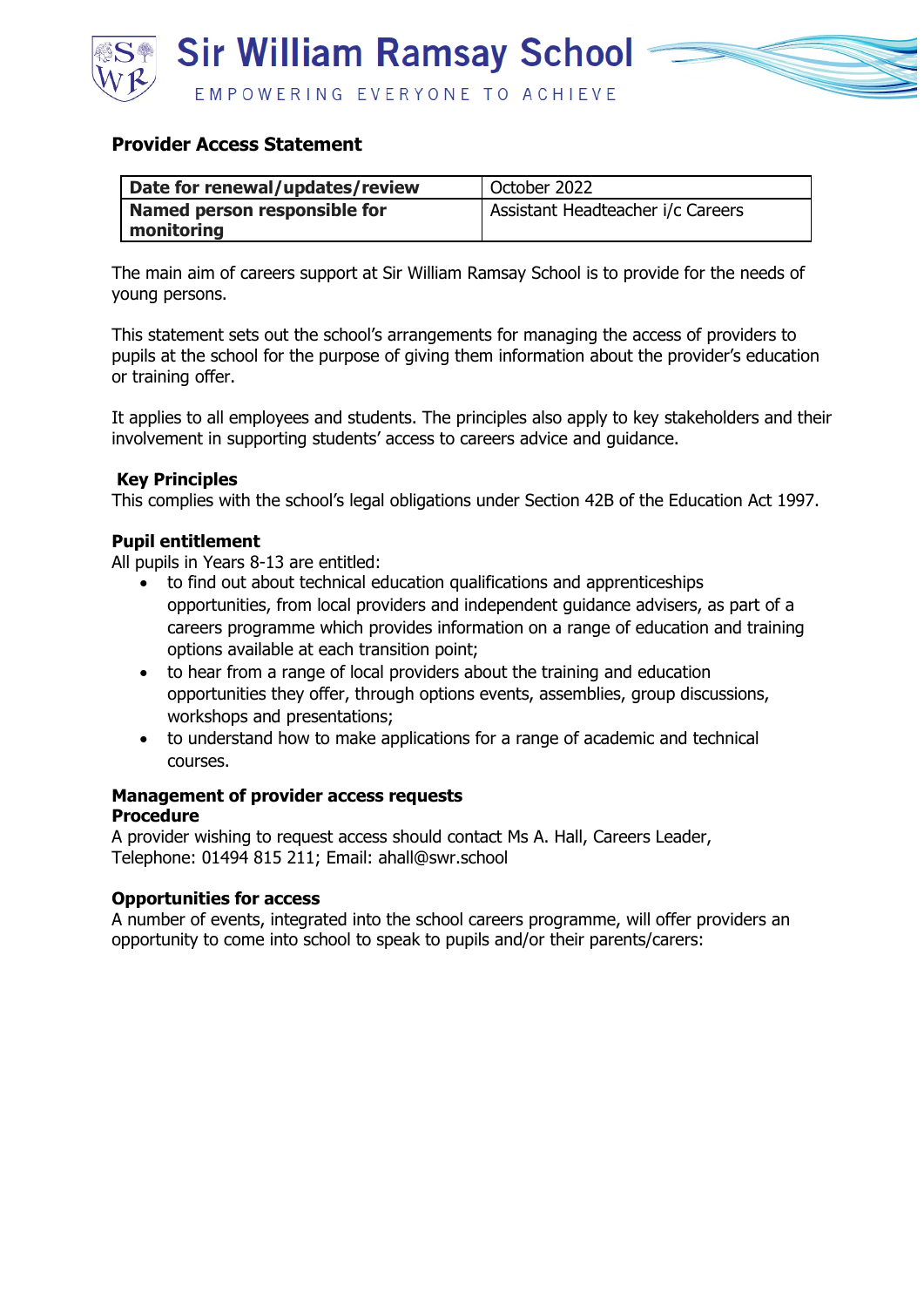# Sir William Ramsay School

EMPOWERING EVERYONE TO ACHIEVE

## Provider Access Statement

| Date for renewal/updates/review | October 2022 |
|---|---|
| Named person responsible for monitoring | Assistant Headteacher i/c Careers |

The main aim of careers support at Sir William Ramsay School is to provide for the needs of young persons.

This statement sets out the school's arrangements for managing the access of providers to pupils at the school for the purpose of giving them information about the provider's education or training offer.

It applies to all employees and students. The principles also apply to key stakeholders and their involvement in supporting students' access to careers advice and guidance.

### Key Principles

This complies with the school's legal obligations under Section 42B of the Education Act 1997.

### Pupil entitlement

All pupils in Years 8-13 are entitled:

- to find out about technical education qualifications and apprenticeships opportunities, from local providers and independent guidance advisers, as part of a careers programme which provides information on a range of education and training options available at each transition point;
- to hear from a range of local providers about the training and education opportunities they offer, through options events, assemblies, group discussions, workshops and presentations;
- to understand how to make applications for a range of academic and technical courses.

### Management of provider access requests

**Procedure**

A provider wishing to request access should contact Ms A. Hall, Careers Leader, Telephone: 01494 815 211; Email: ahall@swr.school

### Opportunities for access

A number of events, integrated into the school careers programme, will offer providers an opportunity to come into school to speak to pupils and/or their parents/carers: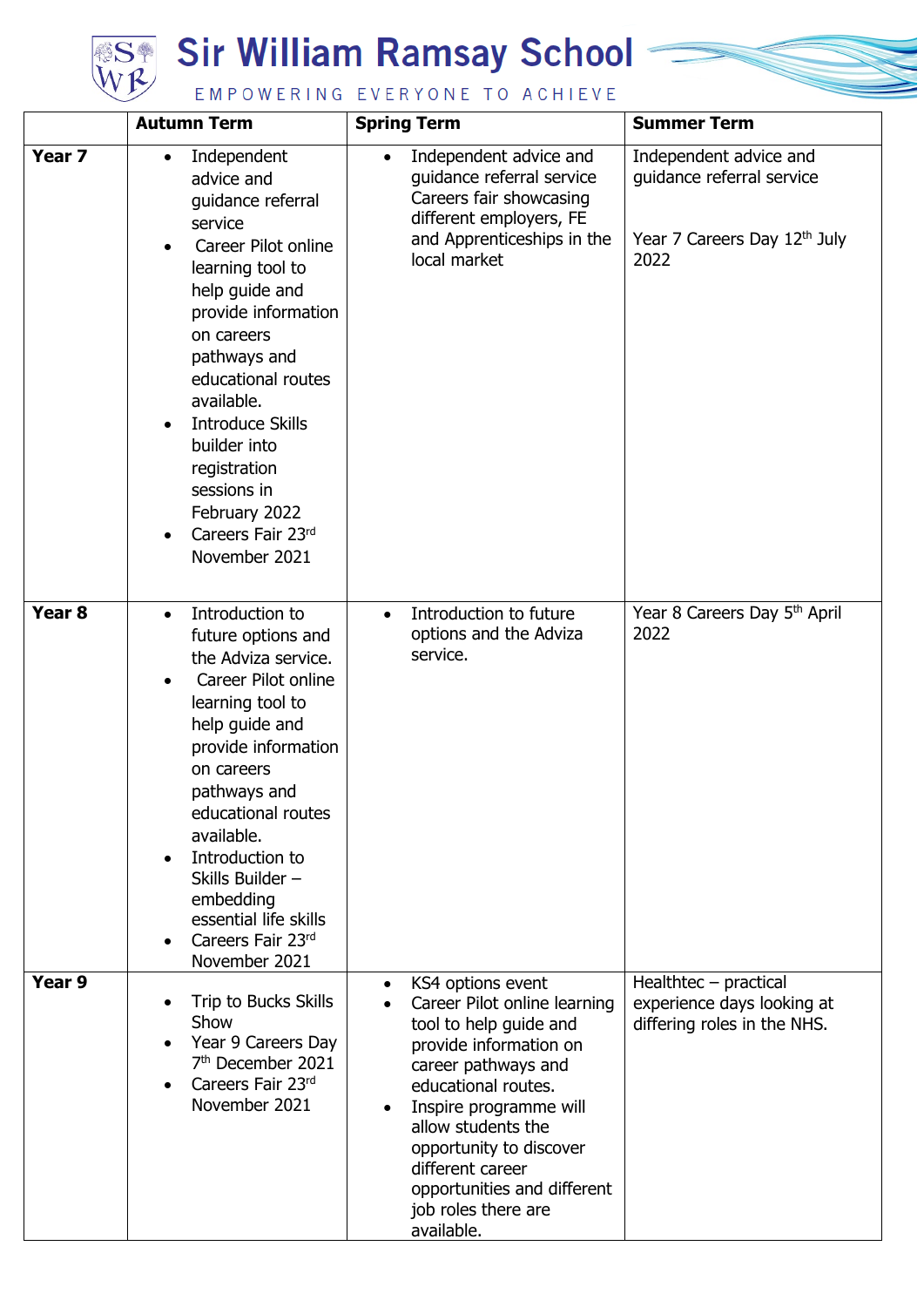# Sir William Ramsay School

EMPOWERING EVERYONE TO ACHIEVE

| | Autumn Term | Spring Term | Summer Term |
|---|---|---|---|
| **Year 7** | • Independent advice and guidance referral service<br>• Career Pilot online learning tool to help guide and provide information on careers pathways and educational routes available.<br>• Introduce Skills builder into registration sessions in February 2022<br>• Careers Fair 23rd November 2021 | • Independent advice and guidance referral service Careers fair showcasing different employers, FE and Apprenticeships in the local market | Independent advice and guidance referral service<br><br>Year 7 Careers Day 12th July 2022 |
| **Year 8** | • Introduction to future options and the Adviza service.<br>• Career Pilot online learning tool to help guide and provide information on careers pathways and educational routes available.<br>• Introduction to Skills Builder – embedding essential life skills<br>• Careers Fair 23rd November 2021 | • Introduction to future options and the Adviza service. | Year 8 Careers Day 5th April 2022 |
| **Year 9** | • Trip to Bucks Skills Show<br>• Year 9 Careers Day 7th December 2021<br>• Careers Fair 23rd November 2021 | • KS4 options event<br>• Career Pilot online learning tool to help guide and provide information on career pathways and educational routes.<br>• Inspire programme will allow students the opportunity to discover different career opportunities and different job roles there are available. | Healthtec – practical experience days looking at differing roles in the NHS. |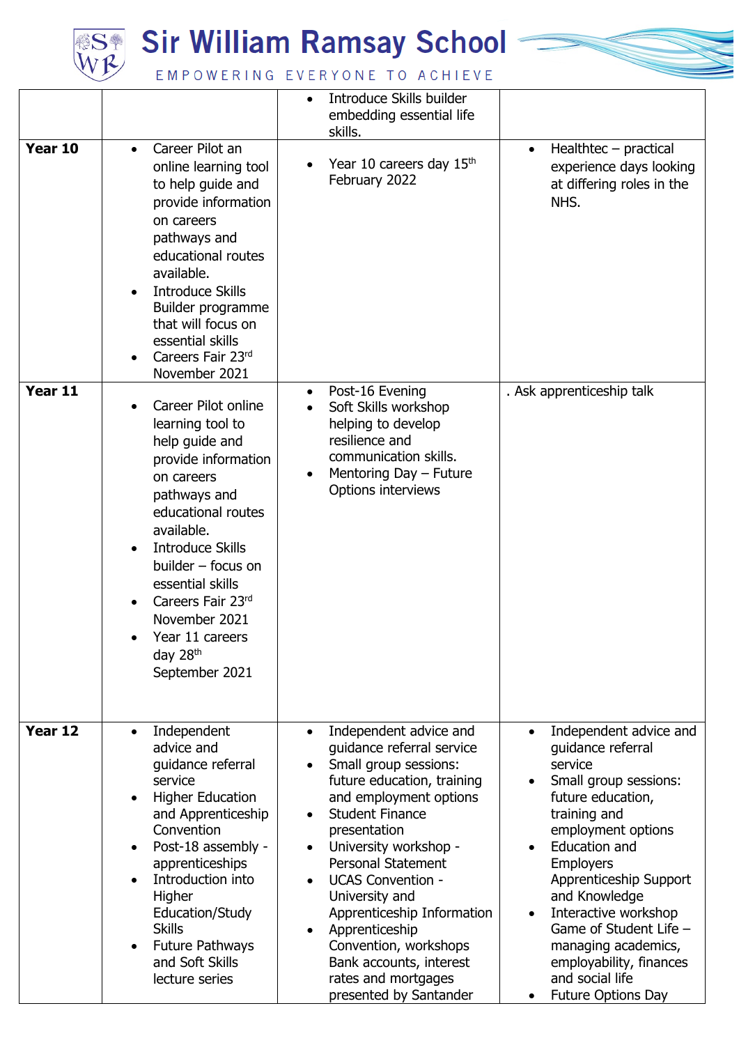| | | | |
|---|---|---|---|
| | | • Introduce Skills builder embedding essential life skills. | |
| **Year 10** | • Career Pilot an online learning tool to help guide and provide information on careers pathways and educational routes available.<br>• Introduce Skills Builder programme that will focus on essential skills<br>• Careers Fair 23rd November 2021 | • Year 10 careers day 15th February 2022 | • Healthtec – practical experience days looking at differing roles in the NHS. |
| **Year 11** | • Career Pilot online learning tool to help guide and provide information on careers pathways and educational routes available.<br>• Introduce Skills builder – focus on essential skills<br>• Careers Fair 23rd November 2021<br>• Year 11 careers day 28th September 2021 | • Post-16 Evening<br>• Soft Skills workshop helping to develop resilience and communication skills.<br>• Mentoring Day – Future Options interviews | . Ask apprenticeship talk |
| **Year 12** | • Independent advice and guidance referral service<br>• Higher Education and Apprenticeship Convention<br>• Post-18 assembly - apprenticeships<br>• Introduction into Higher Education/Study Skills<br>• Future Pathways and Soft Skills lecture series | • Independent advice and guidance referral service<br>• Small group sessions: future education, training and employment options<br>• Student Finance presentation<br>• University workshop - Personal Statement<br>• UCAS Convention - University and Apprenticeship Information<br>• Apprenticeship Convention, workshops Bank accounts, interest rates and mortgages presented by Santander | • Independent advice and guidance referral service<br>• Small group sessions: future education, training and employment options<br>• Education and Employers Apprenticeship Support and Knowledge<br>• Interactive workshop Game of Student Life – managing academics, employability, finances and social life<br>• Future Options Day |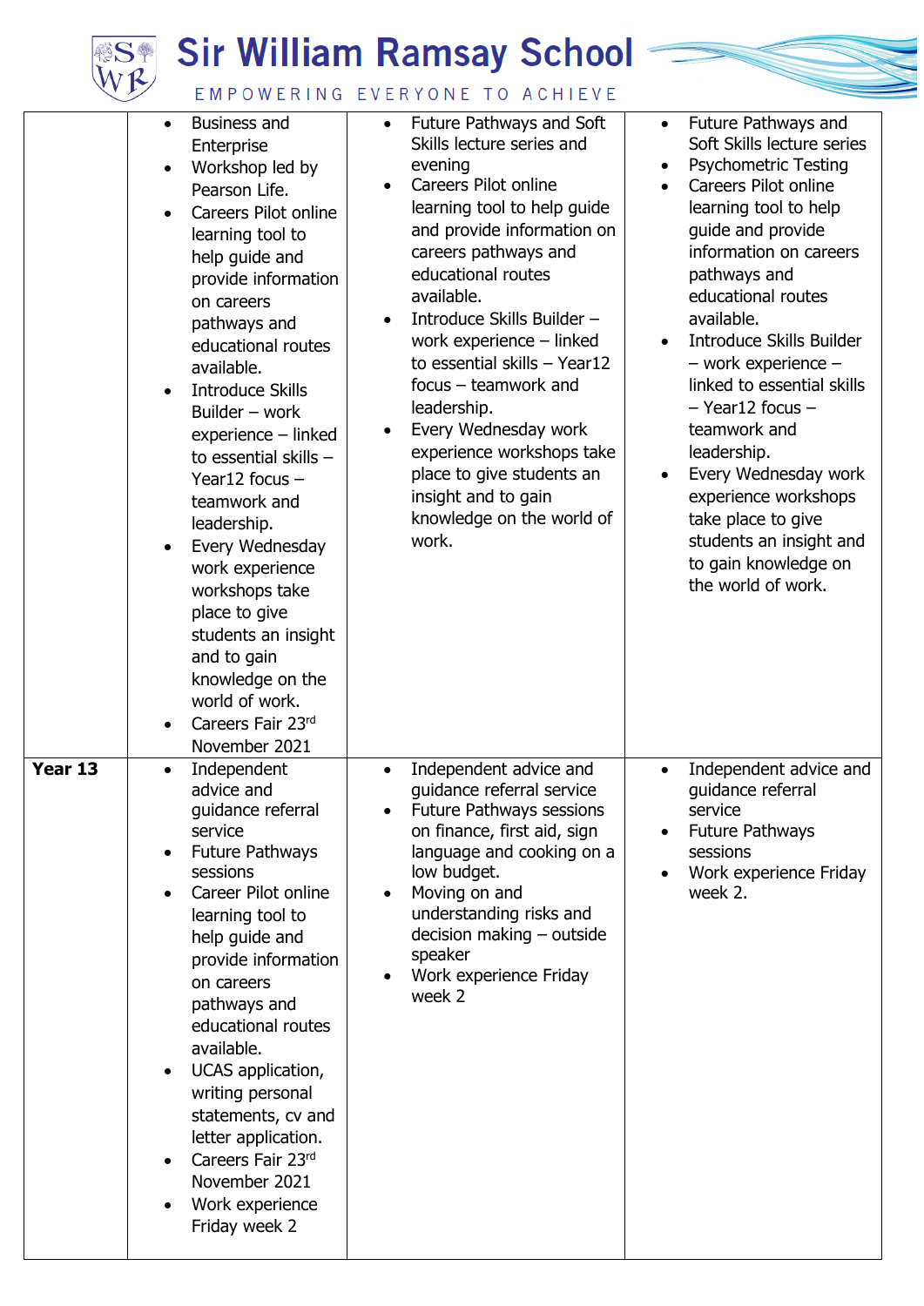| | | | |
|---|---|---|---|
| | • Business and Enterprise<br>• Workshop led by Pearson Life.<br>• Careers Pilot online learning tool to help guide and provide information on careers pathways and educational routes available.<br>• Introduce Skills Builder – work experience – linked to essential skills – Year12 focus – teamwork and leadership.<br>• Every Wednesday work experience workshops take place to give students an insight and to gain knowledge on the world of work.<br>• Careers Fair 23rd November 2021 | • Future Pathways and Soft Skills lecture series and evening<br>• Careers Pilot online learning tool to help guide and provide information on careers pathways and educational routes available.<br>• Introduce Skills Builder – work experience – linked to essential skills – Year12 focus – teamwork and leadership.<br>• Every Wednesday work experience workshops take place to give students an insight and to gain knowledge on the world of work. | • Future Pathways and Soft Skills lecture series<br>• Psychometric Testing<br>• Careers Pilot online learning tool to help guide and provide information on careers pathways and educational routes available.<br>• Introduce Skills Builder – work experience – linked to essential skills – Year12 focus – teamwork and leadership.<br>• Every Wednesday work experience workshops take place to give students an insight and to gain knowledge on the world of work. |
| **Year 13** | • Independent advice and guidance referral service<br>• Future Pathways sessions<br>• Career Pilot online learning tool to help guide and provide information on careers pathways and educational routes available.<br>• UCAS application, writing personal statements, cv and letter application.<br>• Careers Fair 23rd November 2021<br>• Work experience Friday week 2 | • Independent advice and guidance referral service<br>• Future Pathways sessions on finance, first aid, sign language and cooking on a low budget.<br>• Moving on and understanding risks and decision making – outside speaker<br>• Work experience Friday week 2 | • Independent advice and guidance referral service<br>• Future Pathways sessions<br>• Work experience Friday week 2. |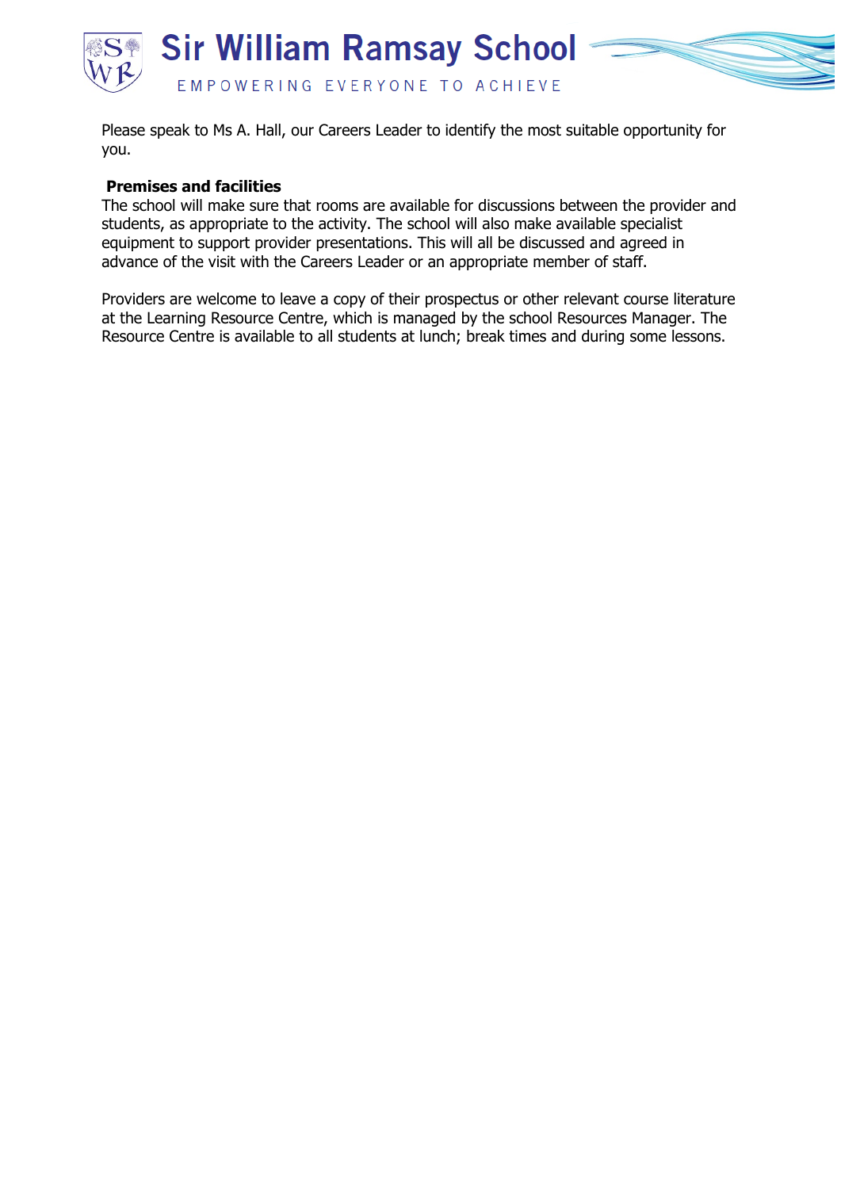Please speak to Ms A. Hall, our Careers Leader to identify the most suitable opportunity for you.

**Premises and facilities**

The school will make sure that rooms are available for discussions between the provider and students, as appropriate to the activity. The school will also make available specialist equipment to support provider presentations. This will all be discussed and agreed in advance of the visit with the Careers Leader or an appropriate member of staff.

Providers are welcome to leave a copy of their prospectus or other relevant course literature at the Learning Resource Centre, which is managed by the school Resources Manager. The Resource Centre is available to all students at lunch; break times and during some lessons.